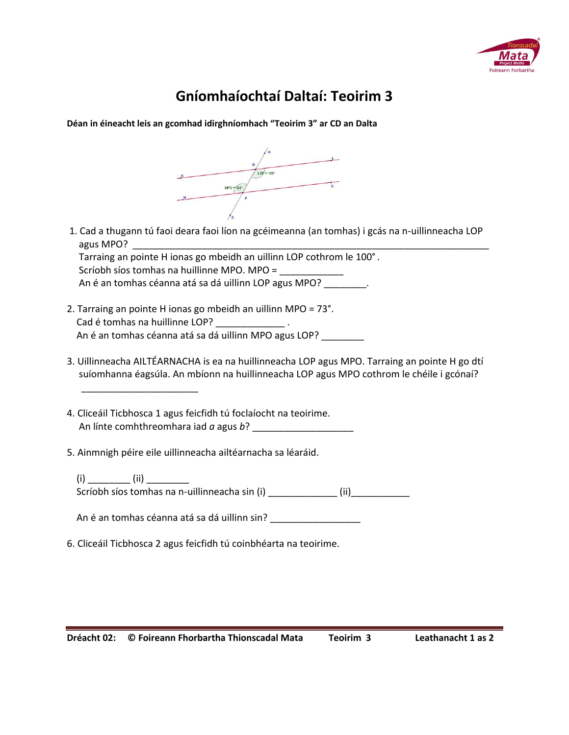# Gníomhaíochtaí Daltaí: Teoirim 3

**Déan in éineacht leis an gcomhad idirghníomhach "Teoirim 3" ar CD an Dalta**

1. Cad a thugann tú faoi deara faoi líon na gcéimeanna (an tomhas) i gcás na n-uillinneacha LOP agus MPO? ______________________________________________________________________
   Tarraing an pointe H ionas go mbeidh an uillinn LOP cothrom le 100° .
   Scríobh síos tomhas na huillinne MPO. MPO = ____________
   An é an tomhas céanna atá sa dá uillinn LOP agus MPO? ________.

2. Tarraing an pointe H ionas go mbeidh an uillinn MPO = 73°.
   Cad é tomhas na huillinne LOP? _____________ .
   An é an tomhas céanna atá sa dá uillinn MPO agus LOP? ________

3. Uillinneacha AILTÉARNACHA is ea na huillinneacha LOP agus MPO. Tarraing an pointe H go dtí suíomhanna éagsúla. An mbíonn na huillinneacha LOP agus MPO cothrom le chéile i gcónaí?
   ______________________

4. Cliceáil Ticbhosca 1 agus feicfidh tú foclaíocht na teoirime.
   An línte comhthreomhara iad *a* agus *b*? ___________________

5. Ainmnigh péire eile uillinneacha ailtéarnacha sa léaráid.

   (i) ________ (ii) ________
   Scríobh síos tomhas na n-uillinneacha sin (i) _____________ (ii)___________

   An é an tomhas céanna atá sa dá uillinn sin? _________________

6. Cliceáil Ticbhosca 2 agus feicfidh tú coinbhéarta na teoirime.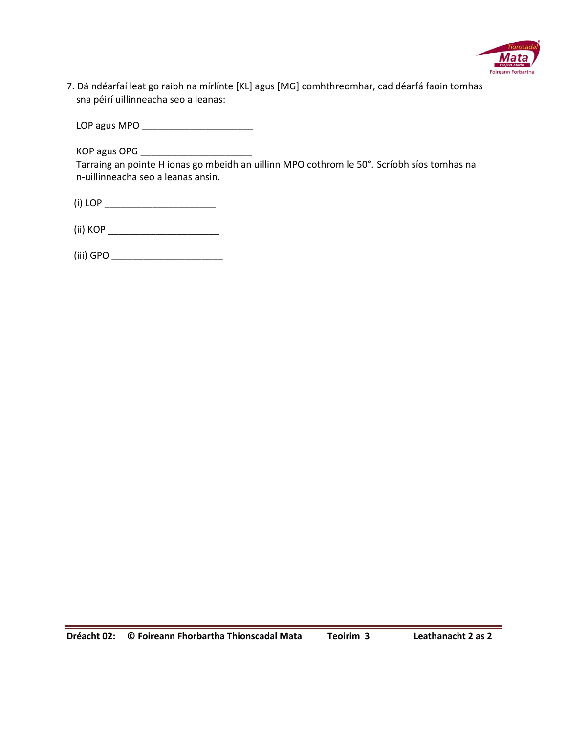7. Dá ndéarfaí leat go raibh na mírlínte [KL] agus [MG] comhthreomhar, cad déarfá faoin tomhas sna péirí uillinneacha seo a leanas:

   LOP agus MPO ______________________

   KOP agus OPG ______________________

   Tarraing an pointe H ionas go mbeidh an uillinn MPO cothrom le 50°. Scríobh síos tomhas na n-uillinneacha seo a leanas ansin.

   (i) LOP ______________________

   (ii) KOP ______________________

   (iii) GPO ______________________